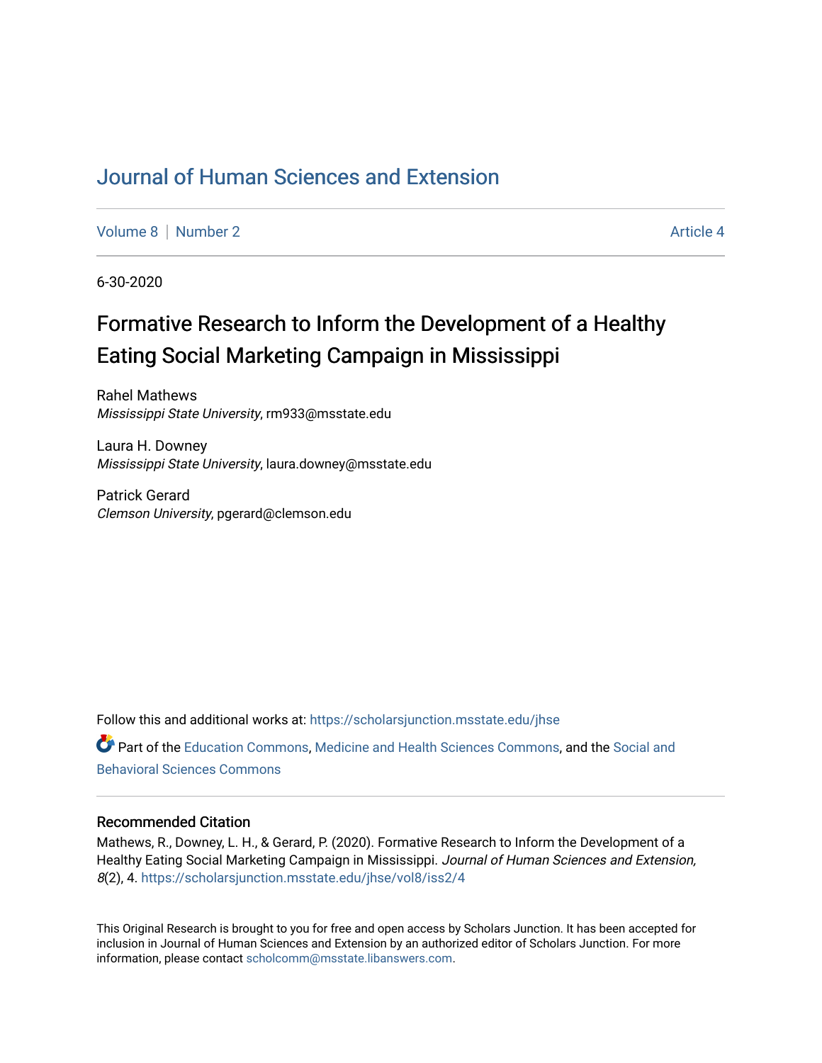# Journal of Human Sciences and Extension

Volume 8 | Number 2 | Article 4

6-30-2020

## Formative Research to Inform the Development of a Healthy Eating Social Marketing Campaign in Mississippi

Rahel Mathews
*Mississippi State University*, rm933@msstate.edu

Laura H. Downey
*Mississippi State University*, laura.downey@msstate.edu

Patrick Gerard
*Clemson University*, pgerard@clemson.edu

Follow this and additional works at: https://scholarsjunction.msstate.edu/jhse

Part of the Education Commons, Medicine and Health Sciences Commons, and the Social and Behavioral Sciences Commons

### Recommended Citation

Mathews, R., Downey, L. H., & Gerard, P. (2020). Formative Research to Inform the Development of a Healthy Eating Social Marketing Campaign in Mississippi. *Journal of Human Sciences and Extension, 8*(2), 4. https://scholarsjunction.msstate.edu/jhse/vol8/iss2/4

This Original Research is brought to you for free and open access by Scholars Junction. It has been accepted for inclusion in Journal of Human Sciences and Extension by an authorized editor of Scholars Junction. For more information, please contact scholcomm@msstate.libanswers.com.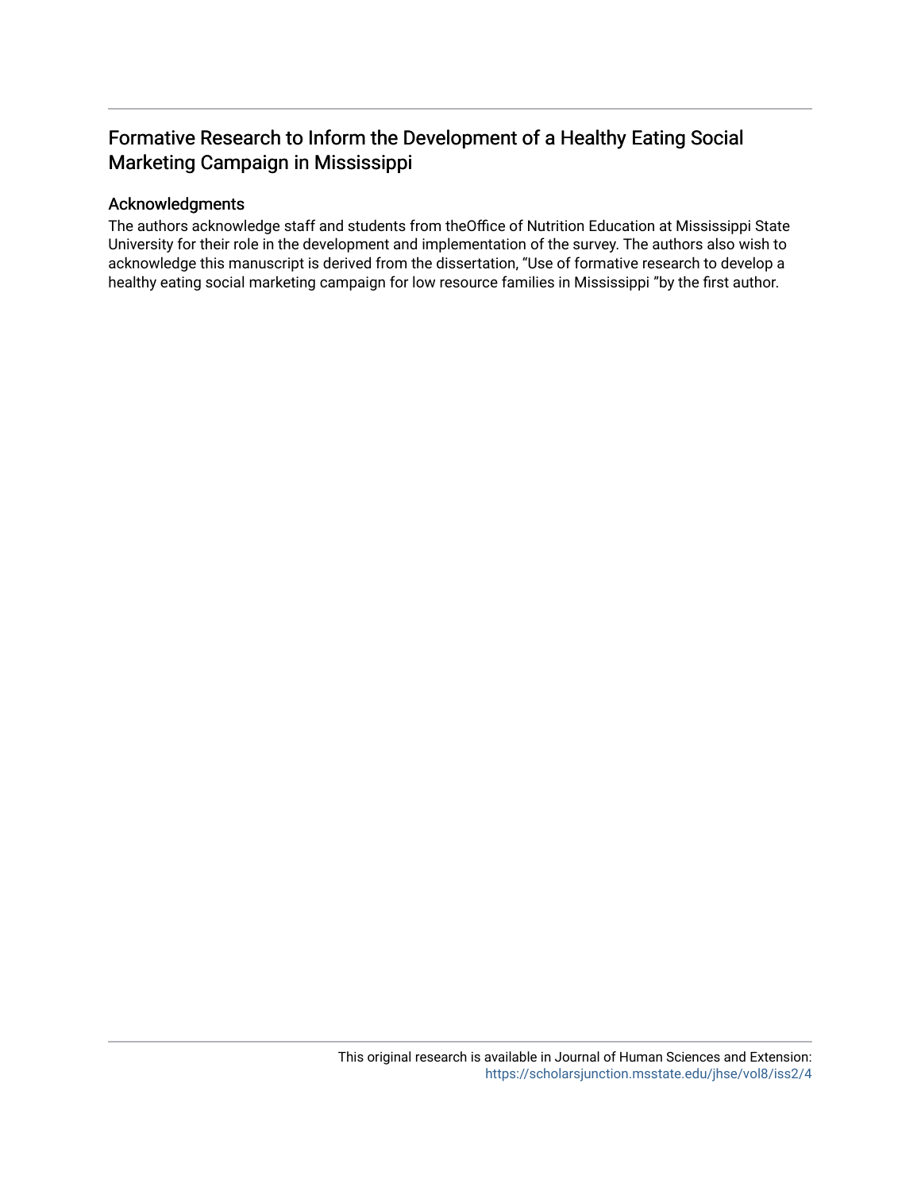# Formative Research to Inform the Development of a Healthy Eating Social Marketing Campaign in Mississippi

## Acknowledgments

The authors acknowledge staff and students from theOffice of Nutrition Education at Mississippi State University for their role in the development and implementation of the survey. The authors also wish to acknowledge this manuscript is derived from the dissertation, "Use of formative research to develop a healthy eating social marketing campaign for low resource families in Mississippi "by the first author.

This original research is available in Journal of Human Sciences and Extension: https://scholarsjunction.msstate.edu/jhse/vol8/iss2/4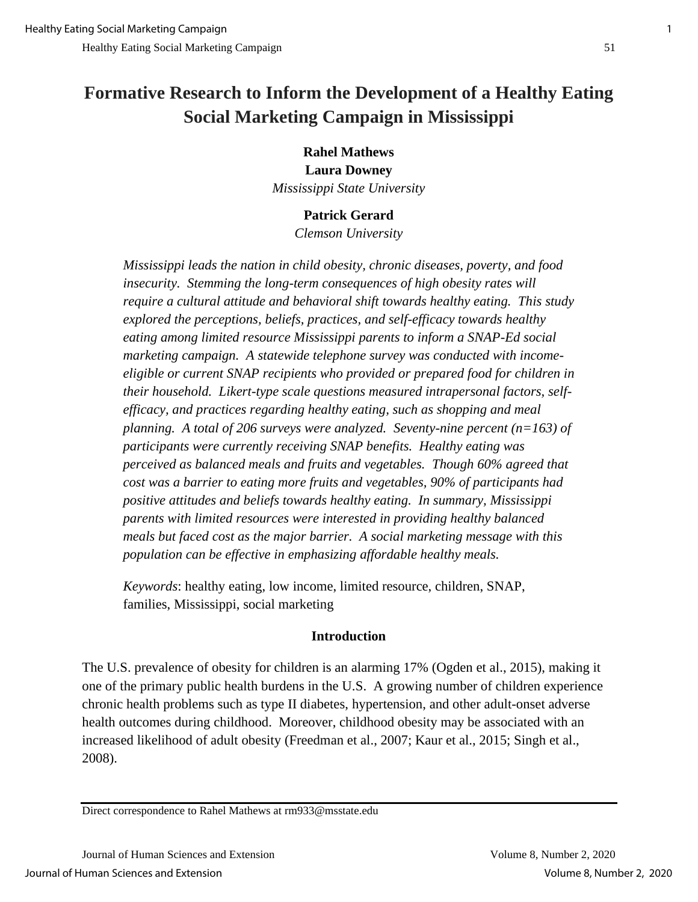# Formative Research to Inform the Development of a Healthy Eating Social Marketing Campaign in Mississippi

**Rahel Mathews**
**Laura Downey**
*Mississippi State University*

**Patrick Gerard**
*Clemson University*

*Mississippi leads the nation in child obesity, chronic diseases, poverty, and food insecurity. Stemming the long-term consequences of high obesity rates will require a cultural attitude and behavioral shift towards healthy eating. This study explored the perceptions, beliefs, practices, and self-efficacy towards healthy eating among limited resource Mississippi parents to inform a SNAP-Ed social marketing campaign. A statewide telephone survey was conducted with income-eligible or current SNAP recipients who provided or prepared food for children in their household. Likert-type scale questions measured intrapersonal factors, self-efficacy, and practices regarding healthy eating, such as shopping and meal planning. A total of 206 surveys were analyzed. Seventy-nine percent (n=163) of participants were currently receiving SNAP benefits. Healthy eating was perceived as balanced meals and fruits and vegetables. Though 60% agreed that cost was a barrier to eating more fruits and vegetables, 90% of participants had positive attitudes and beliefs towards healthy eating. In summary, Mississippi parents with limited resources were interested in providing healthy balanced meals but faced cost as the major barrier. A social marketing message with this population can be effective in emphasizing affordable healthy meals.*

*Keywords*: healthy eating, low income, limited resource, children, SNAP, families, Mississippi, social marketing

## Introduction

The U.S. prevalence of obesity for children is an alarming 17% (Ogden et al., 2015), making it one of the primary public health burdens in the U.S. A growing number of children experience chronic health problems such as type II diabetes, hypertension, and other adult-onset adverse health outcomes during childhood. Moreover, childhood obesity may be associated with an increased likelihood of adult obesity (Freedman et al., 2007; Kaur et al., 2015; Singh et al., 2008).

Direct correspondence to Rahel Mathews at rm933@msstate.edu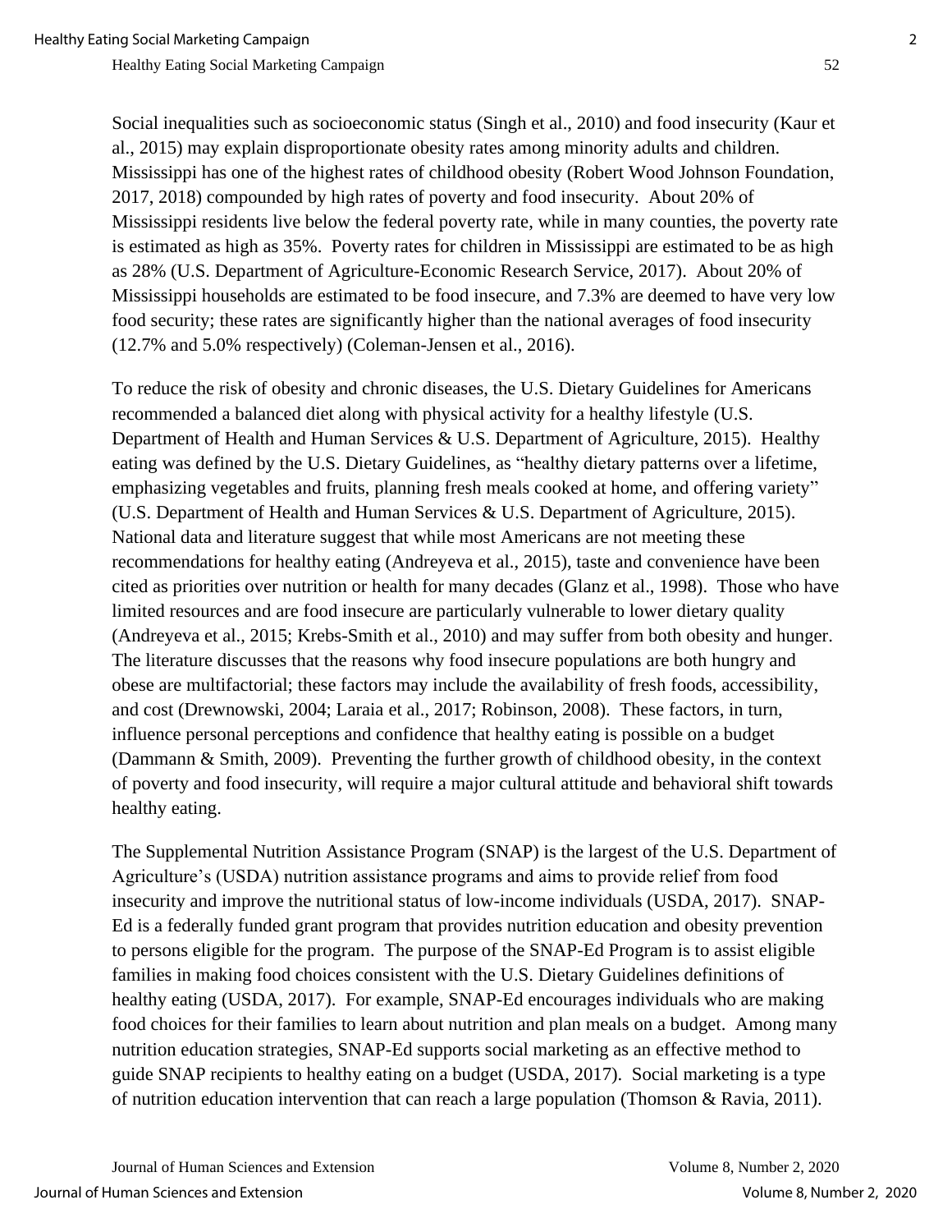Social inequalities such as socioeconomic status (Singh et al., 2010) and food insecurity (Kaur et al., 2015) may explain disproportionate obesity rates among minority adults and children. Mississippi has one of the highest rates of childhood obesity (Robert Wood Johnson Foundation, 2017, 2018) compounded by high rates of poverty and food insecurity. About 20% of Mississippi residents live below the federal poverty rate, while in many counties, the poverty rate is estimated as high as 35%. Poverty rates for children in Mississippi are estimated to be as high as 28% (U.S. Department of Agriculture-Economic Research Service, 2017). About 20% of Mississippi households are estimated to be food insecure, and 7.3% are deemed to have very low food security; these rates are significantly higher than the national averages of food insecurity (12.7% and 5.0% respectively) (Coleman-Jensen et al., 2016).

To reduce the risk of obesity and chronic diseases, the U.S. Dietary Guidelines for Americans recommended a balanced diet along with physical activity for a healthy lifestyle (U.S. Department of Health and Human Services & U.S. Department of Agriculture, 2015). Healthy eating was defined by the U.S. Dietary Guidelines, as "healthy dietary patterns over a lifetime, emphasizing vegetables and fruits, planning fresh meals cooked at home, and offering variety" (U.S. Department of Health and Human Services & U.S. Department of Agriculture, 2015). National data and literature suggest that while most Americans are not meeting these recommendations for healthy eating (Andreyeva et al., 2015), taste and convenience have been cited as priorities over nutrition or health for many decades (Glanz et al., 1998). Those who have limited resources and are food insecure are particularly vulnerable to lower dietary quality (Andreyeva et al., 2015; Krebs-Smith et al., 2010) and may suffer from both obesity and hunger. The literature discusses that the reasons why food insecure populations are both hungry and obese are multifactorial; these factors may include the availability of fresh foods, accessibility, and cost (Drewnowski, 2004; Laraia et al., 2017; Robinson, 2008). These factors, in turn, influence personal perceptions and confidence that healthy eating is possible on a budget (Dammann & Smith, 2009). Preventing the further growth of childhood obesity, in the context of poverty and food insecurity, will require a major cultural attitude and behavioral shift towards healthy eating.

The Supplemental Nutrition Assistance Program (SNAP) is the largest of the U.S. Department of Agriculture's (USDA) nutrition assistance programs and aims to provide relief from food insecurity and improve the nutritional status of low-income individuals (USDA, 2017). SNAP-Ed is a federally funded grant program that provides nutrition education and obesity prevention to persons eligible for the program. The purpose of the SNAP-Ed Program is to assist eligible families in making food choices consistent with the U.S. Dietary Guidelines definitions of healthy eating (USDA, 2017). For example, SNAP-Ed encourages individuals who are making food choices for their families to learn about nutrition and plan meals on a budget. Among many nutrition education strategies, SNAP-Ed supports social marketing as an effective method to guide SNAP recipients to healthy eating on a budget (USDA, 2017). Social marketing is a type of nutrition education intervention that can reach a large population (Thomson & Ravia, 2011).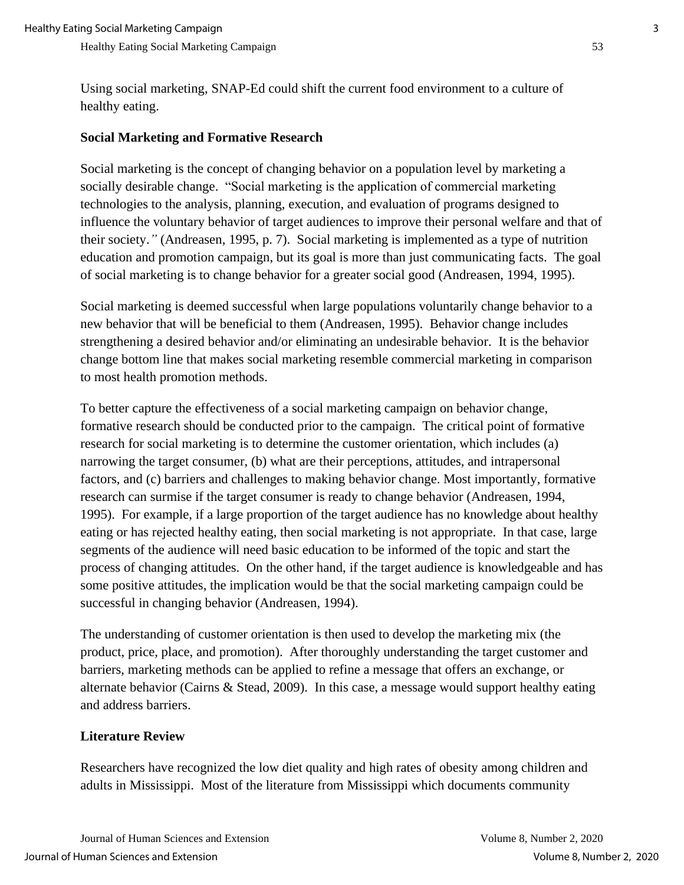Using social marketing, SNAP-Ed could shift the current food environment to a culture of healthy eating.

## Social Marketing and Formative Research

Social marketing is the concept of changing behavior on a population level by marketing a socially desirable change. "Social marketing is the application of commercial marketing technologies to the analysis, planning, execution, and evaluation of programs designed to influence the voluntary behavior of target audiences to improve their personal welfare and that of their society." (Andreasen, 1995, p. 7). Social marketing is implemented as a type of nutrition education and promotion campaign, but its goal is more than just communicating facts. The goal of social marketing is to change behavior for a greater social good (Andreasen, 1994, 1995).

Social marketing is deemed successful when large populations voluntarily change behavior to a new behavior that will be beneficial to them (Andreasen, 1995). Behavior change includes strengthening a desired behavior and/or eliminating an undesirable behavior. It is the behavior change bottom line that makes social marketing resemble commercial marketing in comparison to most health promotion methods.

To better capture the effectiveness of a social marketing campaign on behavior change, formative research should be conducted prior to the campaign. The critical point of formative research for social marketing is to determine the customer orientation, which includes (a) narrowing the target consumer, (b) what are their perceptions, attitudes, and intrapersonal factors, and (c) barriers and challenges to making behavior change. Most importantly, formative research can surmise if the target consumer is ready to change behavior (Andreasen, 1994, 1995). For example, if a large proportion of the target audience has no knowledge about healthy eating or has rejected healthy eating, then social marketing is not appropriate. In that case, large segments of the audience will need basic education to be informed of the topic and start the process of changing attitudes. On the other hand, if the target audience is knowledgeable and has some positive attitudes, the implication would be that the social marketing campaign could be successful in changing behavior (Andreasen, 1994).

The understanding of customer orientation is then used to develop the marketing mix (the product, price, place, and promotion). After thoroughly understanding the target customer and barriers, marketing methods can be applied to refine a message that offers an exchange, or alternate behavior (Cairns & Stead, 2009). In this case, a message would support healthy eating and address barriers.

## Literature Review

Researchers have recognized the low diet quality and high rates of obesity among children and adults in Mississippi. Most of the literature from Mississippi which documents community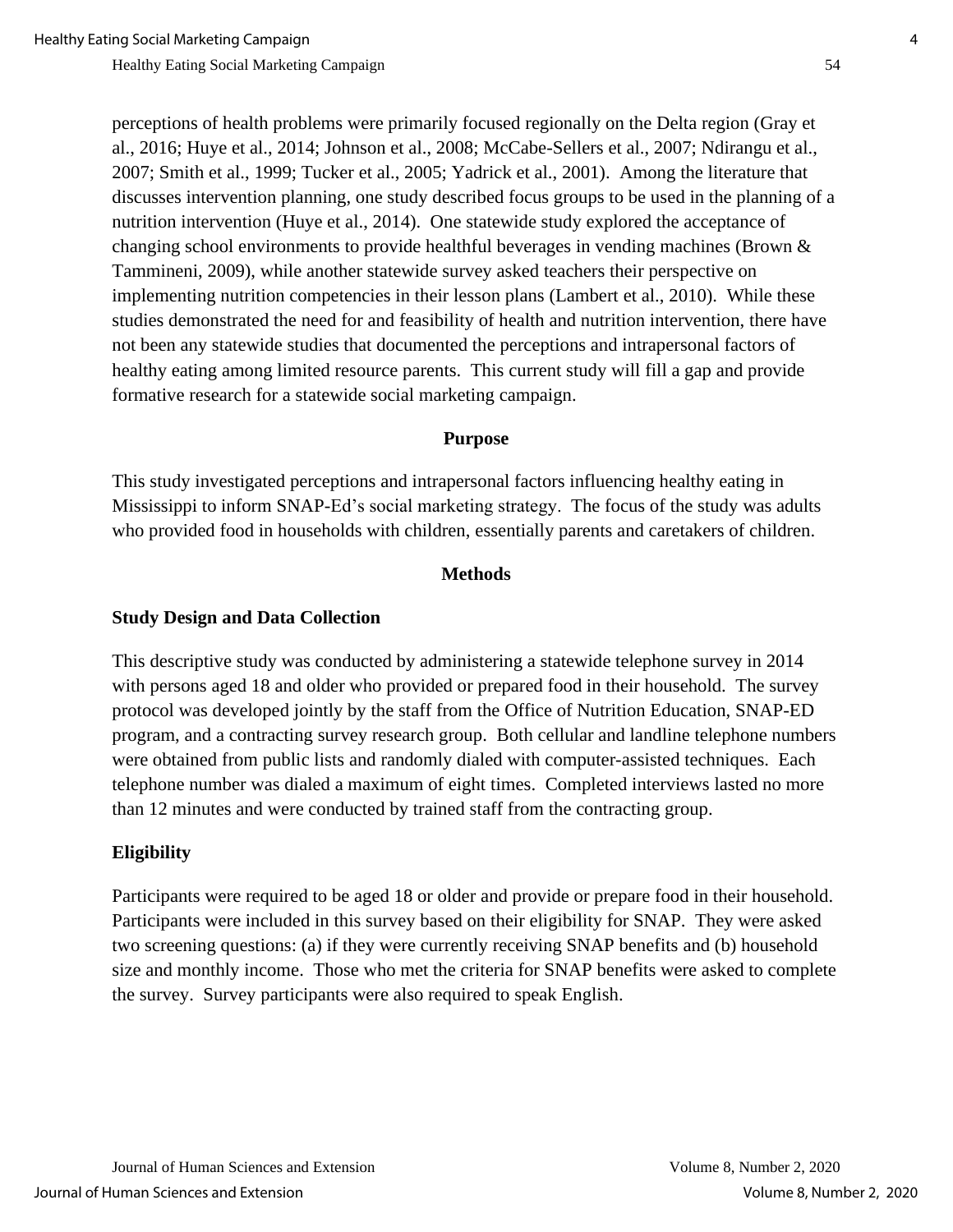perceptions of health problems were primarily focused regionally on the Delta region (Gray et al., 2016; Huye et al., 2014; Johnson et al., 2008; McCabe-Sellers et al., 2007; Ndirangu et al., 2007; Smith et al., 1999; Tucker et al., 2005; Yadrick et al., 2001). Among the literature that discusses intervention planning, one study described focus groups to be used in the planning of a nutrition intervention (Huye et al., 2014). One statewide study explored the acceptance of changing school environments to provide healthful beverages in vending machines (Brown & Tammineni, 2009), while another statewide survey asked teachers their perspective on implementing nutrition competencies in their lesson plans (Lambert et al., 2010). While these studies demonstrated the need for and feasibility of health and nutrition intervention, there have not been any statewide studies that documented the perceptions and intrapersonal factors of healthy eating among limited resource parents. This current study will fill a gap and provide formative research for a statewide social marketing campaign.

## Purpose

This study investigated perceptions and intrapersonal factors influencing healthy eating in Mississippi to inform SNAP-Ed's social marketing strategy. The focus of the study was adults who provided food in households with children, essentially parents and caretakers of children.

## Methods

### Study Design and Data Collection

This descriptive study was conducted by administering a statewide telephone survey in 2014 with persons aged 18 and older who provided or prepared food in their household. The survey protocol was developed jointly by the staff from the Office of Nutrition Education, SNAP-ED program, and a contracting survey research group. Both cellular and landline telephone numbers were obtained from public lists and randomly dialed with computer-assisted techniques. Each telephone number was dialed a maximum of eight times. Completed interviews lasted no more than 12 minutes and were conducted by trained staff from the contracting group.

### Eligibility

Participants were required to be aged 18 or older and provide or prepare food in their household. Participants were included in this survey based on their eligibility for SNAP. They were asked two screening questions: (a) if they were currently receiving SNAP benefits and (b) household size and monthly income. Those who met the criteria for SNAP benefits were asked to complete the survey. Survey participants were also required to speak English.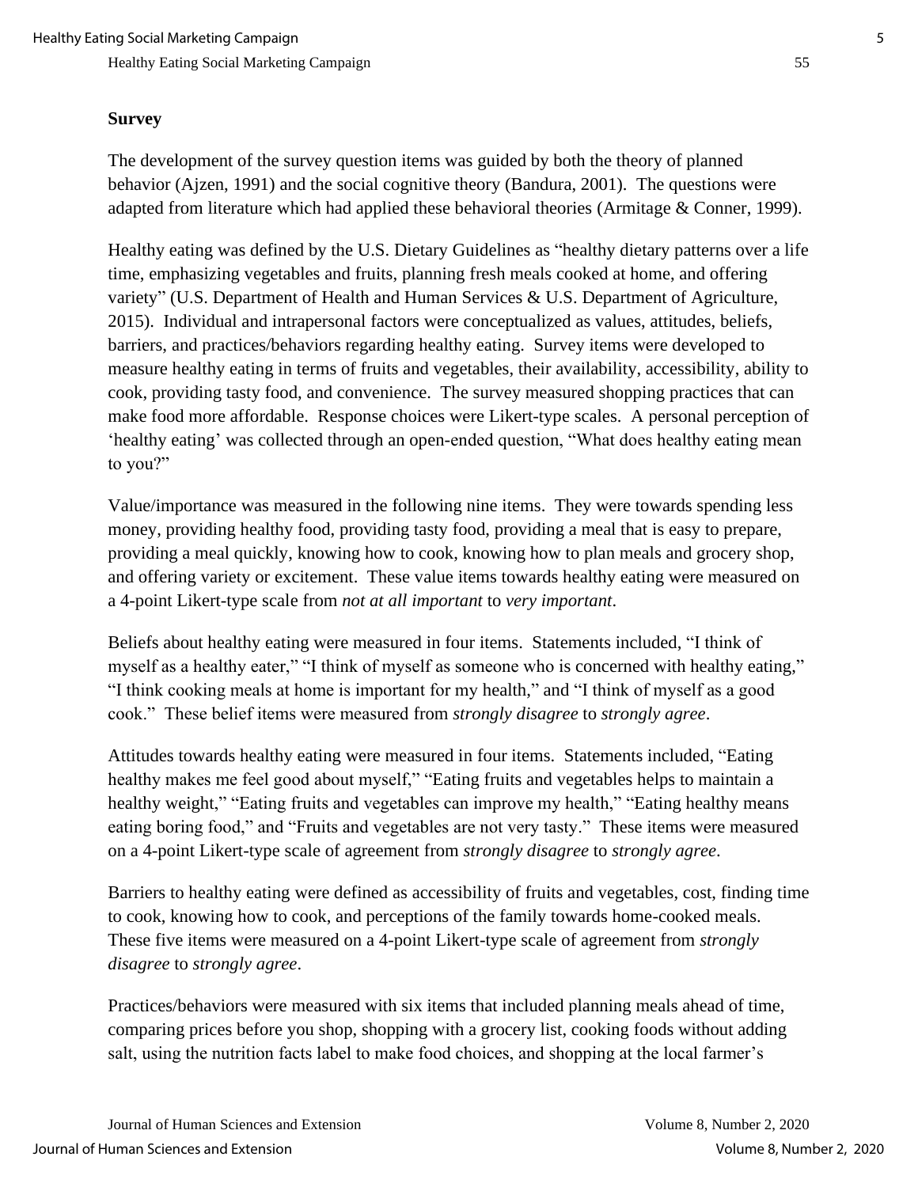**Survey**

The development of the survey question items was guided by both the theory of planned behavior (Ajzen, 1991) and the social cognitive theory (Bandura, 2001). The questions were adapted from literature which had applied these behavioral theories (Armitage & Conner, 1999).

Healthy eating was defined by the U.S. Dietary Guidelines as "healthy dietary patterns over a life time, emphasizing vegetables and fruits, planning fresh meals cooked at home, and offering variety" (U.S. Department of Health and Human Services & U.S. Department of Agriculture, 2015). Individual and intrapersonal factors were conceptualized as values, attitudes, beliefs, barriers, and practices/behaviors regarding healthy eating. Survey items were developed to measure healthy eating in terms of fruits and vegetables, their availability, accessibility, ability to cook, providing tasty food, and convenience. The survey measured shopping practices that can make food more affordable. Response choices were Likert-type scales. A personal perception of 'healthy eating' was collected through an open-ended question, "What does healthy eating mean to you?"

Value/importance was measured in the following nine items. They were towards spending less money, providing healthy food, providing tasty food, providing a meal that is easy to prepare, providing a meal quickly, knowing how to cook, knowing how to plan meals and grocery shop, and offering variety or excitement. These value items towards healthy eating were measured on a 4-point Likert-type scale from *not at all important* to *very important*.

Beliefs about healthy eating were measured in four items. Statements included, "I think of myself as a healthy eater," "I think of myself as someone who is concerned with healthy eating," "I think cooking meals at home is important for my health," and "I think of myself as a good cook." These belief items were measured from *strongly disagree* to *strongly agree*.

Attitudes towards healthy eating were measured in four items. Statements included, "Eating healthy makes me feel good about myself," "Eating fruits and vegetables helps to maintain a healthy weight," "Eating fruits and vegetables can improve my health," "Eating healthy means eating boring food," and "Fruits and vegetables are not very tasty." These items were measured on a 4-point Likert-type scale of agreement from *strongly disagree* to *strongly agree*.

Barriers to healthy eating were defined as accessibility of fruits and vegetables, cost, finding time to cook, knowing how to cook, and perceptions of the family towards home-cooked meals. These five items were measured on a 4-point Likert-type scale of agreement from *strongly disagree* to *strongly agree*.

Practices/behaviors were measured with six items that included planning meals ahead of time, comparing prices before you shop, shopping with a grocery list, cooking foods without adding salt, using the nutrition facts label to make food choices, and shopping at the local farmer's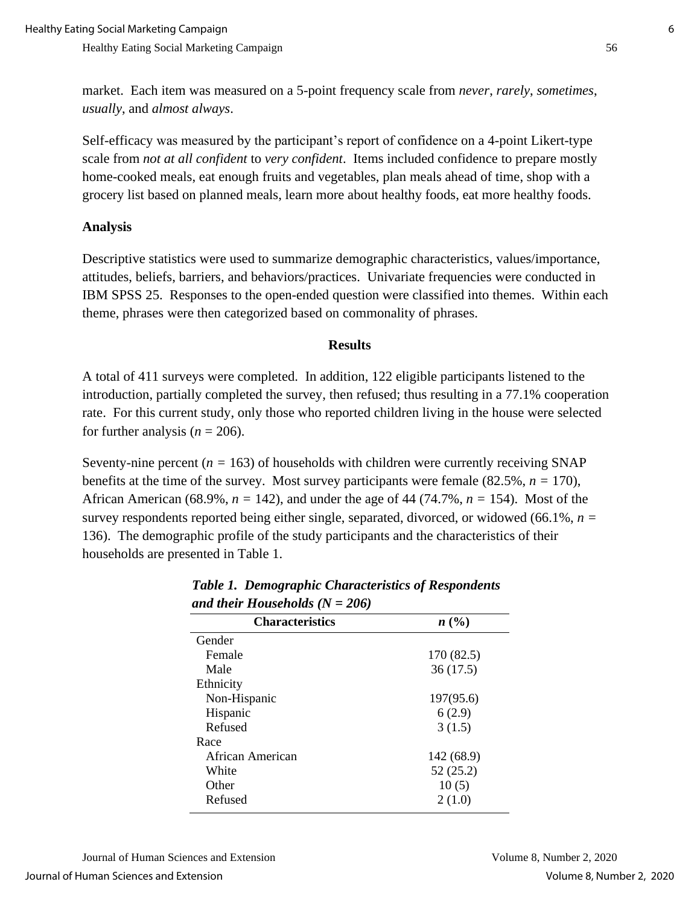market. Each item was measured on a 5-point frequency scale from *never*, *rarely*, *sometimes*, *usually*, and *almost always*.

Self-efficacy was measured by the participant's report of confidence on a 4-point Likert-type scale from *not at all confident* to *very confident*. Items included confidence to prepare mostly home-cooked meals, eat enough fruits and vegetables, plan meals ahead of time, shop with a grocery list based on planned meals, learn more about healthy foods, eat more healthy foods.

### Analysis

Descriptive statistics were used to summarize demographic characteristics, values/importance, attitudes, beliefs, barriers, and behaviors/practices. Univariate frequencies were conducted in IBM SPSS 25. Responses to the open-ended question were classified into themes. Within each theme, phrases were then categorized based on commonality of phrases.

## Results

A total of 411 surveys were completed. In addition, 122 eligible participants listened to the introduction, partially completed the survey, then refused; thus resulting in a 77.1% cooperation rate. For this current study, only those who reported children living in the house were selected for further analysis ($n$ = 206).

Seventy-nine percent ($n$ = 163) of households with children were currently receiving SNAP benefits at the time of the survey. Most survey participants were female (82.5%, $n$ = 170), African American (68.9%, $n$ = 142), and under the age of 44 (74.7%, $n$ = 154). Most of the survey respondents reported being either single, separated, divorced, or widowed (66.1%, $n$ = 136). The demographic profile of the study participants and the characteristics of their households are presented in Table 1.

***Table 1. Demographic Characteristics of Respondents and their Households (N = 206)***

| Characteristics | *n* (%) |
|---|---|
| Gender | |
| Female | 170 (82.5) |
| Male | 36 (17.5) |
| Ethnicity | |
| Non-Hispanic | 197(95.6) |
| Hispanic | 6 (2.9) |
| Refused | 3 (1.5) |
| Race | |
| African American | 142 (68.9) |
| White | 52 (25.2) |
| Other | 10 (5) |
| Refused | 2 (1.0) |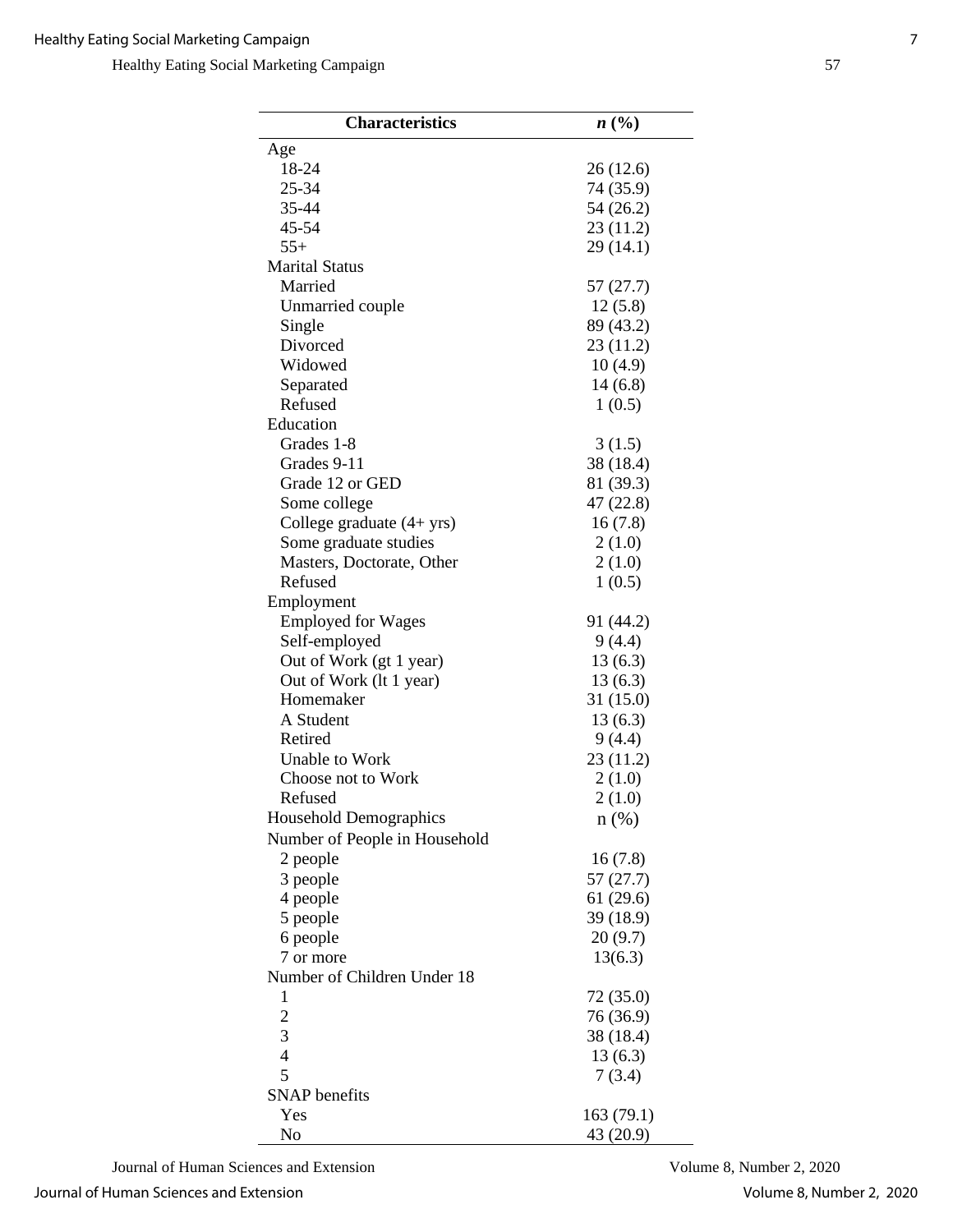| Characteristics | *n* (%) |
|---|---|
| Age | |
| 18-24 | 26 (12.6) |
| 25-34 | 74 (35.9) |
| 35-44 | 54 (26.2) |
| 45-54 | 23 (11.2) |
| 55+ | 29 (14.1) |
| Marital Status | |
| Married | 57 (27.7) |
| Unmarried couple | 12 (5.8) |
| Single | 89 (43.2) |
| Divorced | 23 (11.2) |
| Widowed | 10 (4.9) |
| Separated | 14 (6.8) |
| Refused | 1 (0.5) |
| Education | |
| Grades 1-8 | 3 (1.5) |
| Grades 9-11 | 38 (18.4) |
| Grade 12 or GED | 81 (39.3) |
| Some college | 47 (22.8) |
| College graduate (4+ yrs) | 16 (7.8) |
| Some graduate studies | 2 (1.0) |
| Masters, Doctorate, Other | 2 (1.0) |
| Refused | 1 (0.5) |
| Employment | |
| Employed for Wages | 91 (44.2) |
| Self-employed | 9 (4.4) |
| Out of Work (gt 1 year) | 13 (6.3) |
| Out of Work (lt 1 year) | 13 (6.3) |
| Homemaker | 31 (15.0) |
| A Student | 13 (6.3) |
| Retired | 9 (4.4) |
| Unable to Work | 23 (11.2) |
| Choose not to Work | 2 (1.0) |
| Refused | 2 (1.0) |
| Household Demographics | n (%) |
| Number of People in Household | |
| 2 people | 16 (7.8) |
| 3 people | 57 (27.7) |
| 4 people | 61 (29.6) |
| 5 people | 39 (18.9) |
| 6 people | 20 (9.7) |
| 7 or more | 13(6.3) |
| Number of Children Under 18 | |
| 1 | 72 (35.0) |
| 2 | 76 (36.9) |
| 3 | 38 (18.4) |
| 4 | 13 (6.3) |
| 5 | 7 (3.4) |
| SNAP benefits | |
| Yes | 163 (79.1) |
| No | 43 (20.9) |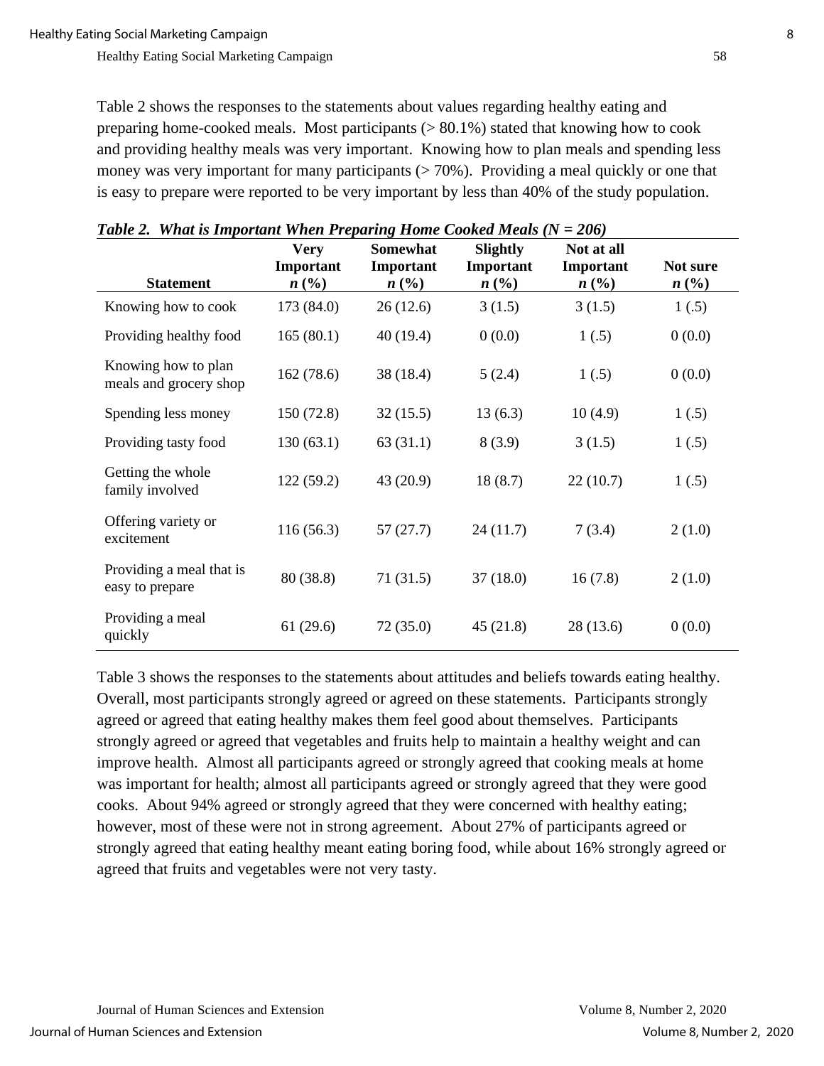Table 2 shows the responses to the statements about values regarding healthy eating and preparing home-cooked meals. Most participants (> 80.1%) stated that knowing how to cook and providing healthy meals was very important. Knowing how to plan meals and spending less money was very important for many participants (> 70%). Providing a meal quickly or one that is easy to prepare were reported to be very important by less than 40% of the study population.

***Table 2. What is Important When Preparing Home Cooked Meals (N = 206)***

| Statement | Very Important *n* (%) | Somewhat Important *n* (%) | Slightly Important *n* (%) | Not at all Important *n* (%) | Not sure *n* (%) |
|---|---|---|---|---|---|
| Knowing how to cook | 173 (84.0) | 26 (12.6) | 3 (1.5) | 3 (1.5) | 1 (.5) |
| Providing healthy food | 165 (80.1) | 40 (19.4) | 0 (0.0) | 1 (.5) | 0 (0.0) |
| Knowing how to plan meals and grocery shop | 162 (78.6) | 38 (18.4) | 5 (2.4) | 1 (.5) | 0 (0.0) |
| Spending less money | 150 (72.8) | 32 (15.5) | 13 (6.3) | 10 (4.9) | 1 (.5) |
| Providing tasty food | 130 (63.1) | 63 (31.1) | 8 (3.9) | 3 (1.5) | 1 (.5) |
| Getting the whole family involved | 122 (59.2) | 43 (20.9) | 18 (8.7) | 22 (10.7) | 1 (.5) |
| Offering variety or excitement | 116 (56.3) | 57 (27.7) | 24 (11.7) | 7 (3.4) | 2 (1.0) |
| Providing a meal that is easy to prepare | 80 (38.8) | 71 (31.5) | 37 (18.0) | 16 (7.8) | 2 (1.0) |
| Providing a meal quickly | 61 (29.6) | 72 (35.0) | 45 (21.8) | 28 (13.6) | 0 (0.0) |

Table 3 shows the responses to the statements about attitudes and beliefs towards eating healthy. Overall, most participants strongly agreed or agreed on these statements. Participants strongly agreed or agreed that eating healthy makes them feel good about themselves. Participants strongly agreed or agreed that vegetables and fruits help to maintain a healthy weight and can improve health. Almost all participants agreed or strongly agreed that cooking meals at home was important for health; almost all participants agreed or strongly agreed that they were good cooks. About 94% agreed or strongly agreed that they were concerned with healthy eating; however, most of these were not in strong agreement. About 27% of participants agreed or strongly agreed that eating healthy meant eating boring food, while about 16% strongly agreed or agreed that fruits and vegetables were not very tasty.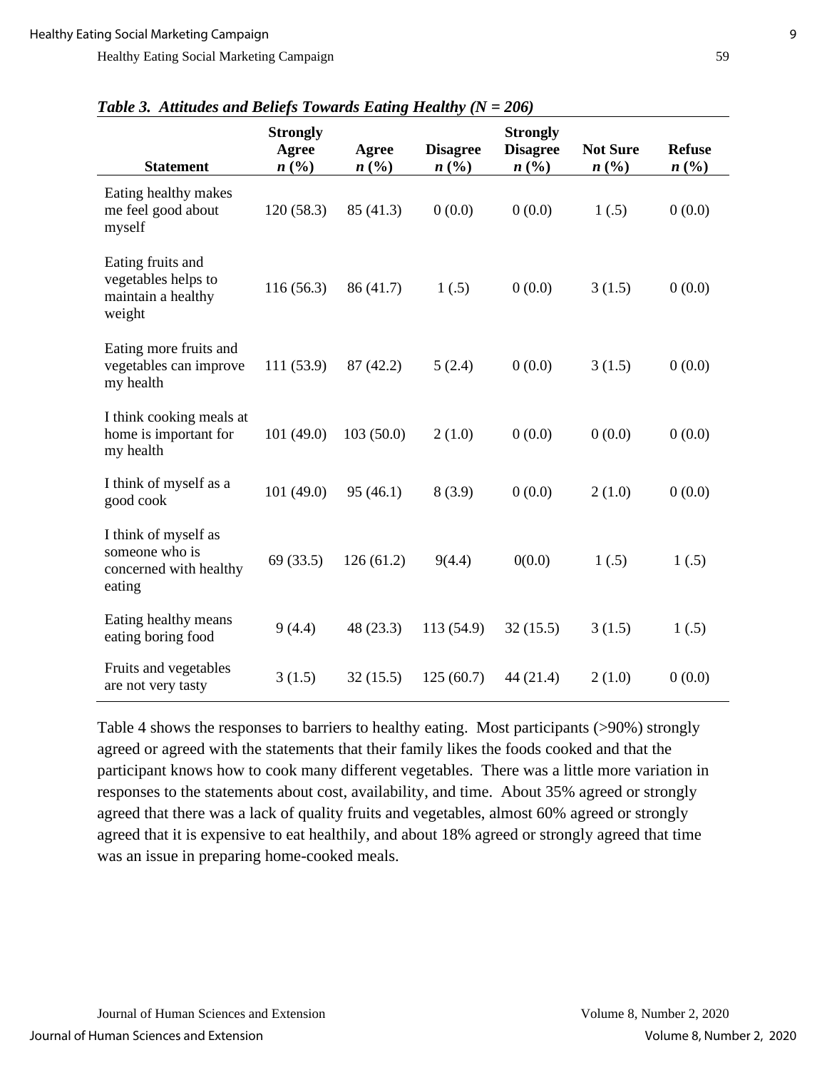***Table 3. Attitudes and Beliefs Towards Eating Healthy (N = 206)***

| Statement | Strongly Agree *n* (%) | Agree *n* (%) | Disagree *n* (%) | Strongly Disagree *n* (%) | Not Sure *n* (%) | Refuse *n* (%) |
|---|---|---|---|---|---|---|
| Eating healthy makes me feel good about myself | 120 (58.3) | 85 (41.3) | 0 (0.0) | 0 (0.0) | 1 (.5) | 0 (0.0) |
| Eating fruits and vegetables helps to maintain a healthy weight | 116 (56.3) | 86 (41.7) | 1 (.5) | 0 (0.0) | 3 (1.5) | 0 (0.0) |
| Eating more fruits and vegetables can improve my health | 111 (53.9) | 87 (42.2) | 5 (2.4) | 0 (0.0) | 3 (1.5) | 0 (0.0) |
| I think cooking meals at home is important for my health | 101 (49.0) | 103 (50.0) | 2 (1.0) | 0 (0.0) | 0 (0.0) | 0 (0.0) |
| I think of myself as a good cook | 101 (49.0) | 95 (46.1) | 8 (3.9) | 0 (0.0) | 2 (1.0) | 0 (0.0) |
| I think of myself as someone who is concerned with healthy eating | 69 (33.5) | 126 (61.2) | 9(4.4) | 0(0.0) | 1 (.5) | 1 (.5) |
| Eating healthy means eating boring food | 9 (4.4) | 48 (23.3) | 113 (54.9) | 32 (15.5) | 3 (1.5) | 1 (.5) |
| Fruits and vegetables are not very tasty | 3 (1.5) | 32 (15.5) | 125 (60.7) | 44 (21.4) | 2 (1.0) | 0 (0.0) |

Table 4 shows the responses to barriers to healthy eating. Most participants (>90%) strongly agreed or agreed with the statements that their family likes the foods cooked and that the participant knows how to cook many different vegetables. There was a little more variation in responses to the statements about cost, availability, and time. About 35% agreed or strongly agreed that there was a lack of quality fruits and vegetables, almost 60% agreed or strongly agreed that it is expensive to eat healthily, and about 18% agreed or strongly agreed that time was an issue in preparing home-cooked meals.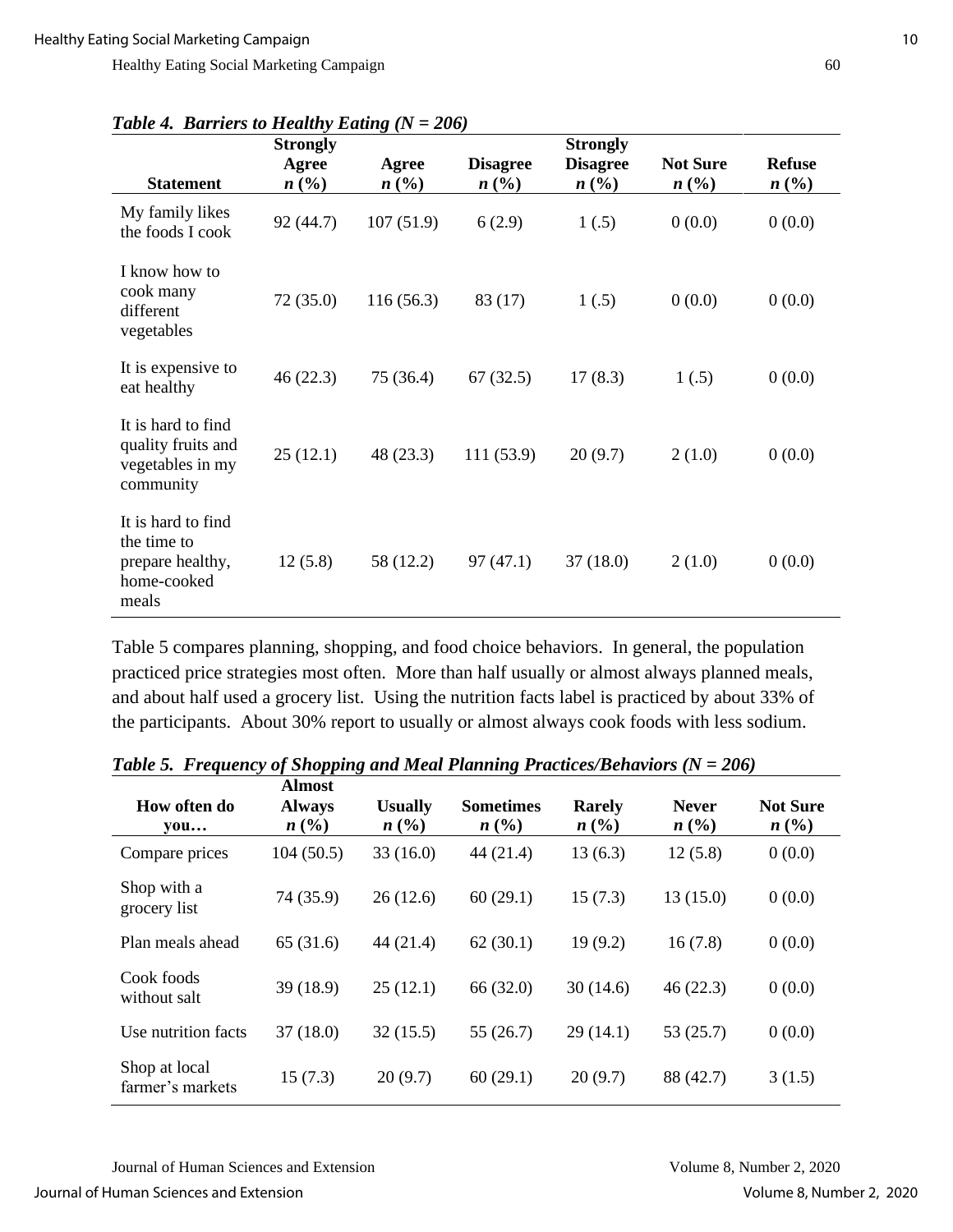***Table 4. Barriers to Healthy Eating (N = 206)***

| Statement | Strongly Agree *n* (%) | Agree *n* (%) | Disagree *n* (%) | Strongly Disagree *n* (%) | Not Sure *n* (%) | Refuse *n* (%) |
|---|---|---|---|---|---|---|
| My family likes the foods I cook | 92 (44.7) | 107 (51.9) | 6 (2.9) | 1 (.5) | 0 (0.0) | 0 (0.0) |
| I know how to cook many different vegetables | 72 (35.0) | 116 (56.3) | 83 (17) | 1 (.5) | 0 (0.0) | 0 (0.0) |
| It is expensive to eat healthy | 46 (22.3) | 75 (36.4) | 67 (32.5) | 17 (8.3) | 1 (.5) | 0 (0.0) |
| It is hard to find quality fruits and vegetables in my community | 25 (12.1) | 48 (23.3) | 111 (53.9) | 20 (9.7) | 2 (1.0) | 0 (0.0) |
| It is hard to find the time to prepare healthy, home-cooked meals | 12 (5.8) | 58 (12.2) | 97 (47.1) | 37 (18.0) | 2 (1.0) | 0 (0.0) |

Table 5 compares planning, shopping, and food choice behaviors. In general, the population practiced price strategies most often. More than half usually or almost always planned meals, and about half used a grocery list. Using the nutrition facts label is practiced by about 33% of the participants. About 30% report to usually or almost always cook foods with less sodium.

***Table 5. Frequency of Shopping and Meal Planning Practices/Behaviors (N = 206)***

| How often do you… | Almost Always *n* (%) | Usually *n* (%) | Sometimes *n* (%) | Rarely *n* (%) | Never *n* (%) | Not Sure *n* (%) |
|---|---|---|---|---|---|---|
| Compare prices | 104 (50.5) | 33 (16.0) | 44 (21.4) | 13 (6.3) | 12 (5.8) | 0 (0.0) |
| Shop with a grocery list | 74 (35.9) | 26 (12.6) | 60 (29.1) | 15 (7.3) | 13 (15.0) | 0 (0.0) |
| Plan meals ahead | 65 (31.6) | 44 (21.4) | 62 (30.1) | 19 (9.2) | 16 (7.8) | 0 (0.0) |
| Cook foods without salt | 39 (18.9) | 25 (12.1) | 66 (32.0) | 30 (14.6) | 46 (22.3) | 0 (0.0) |
| Use nutrition facts | 37 (18.0) | 32 (15.5) | 55 (26.7) | 29 (14.1) | 53 (25.7) | 0 (0.0) |
| Shop at local farmer's markets | 15 (7.3) | 20 (9.7) | 60 (29.1) | 20 (9.7) | 88 (42.7) | 3 (1.5) |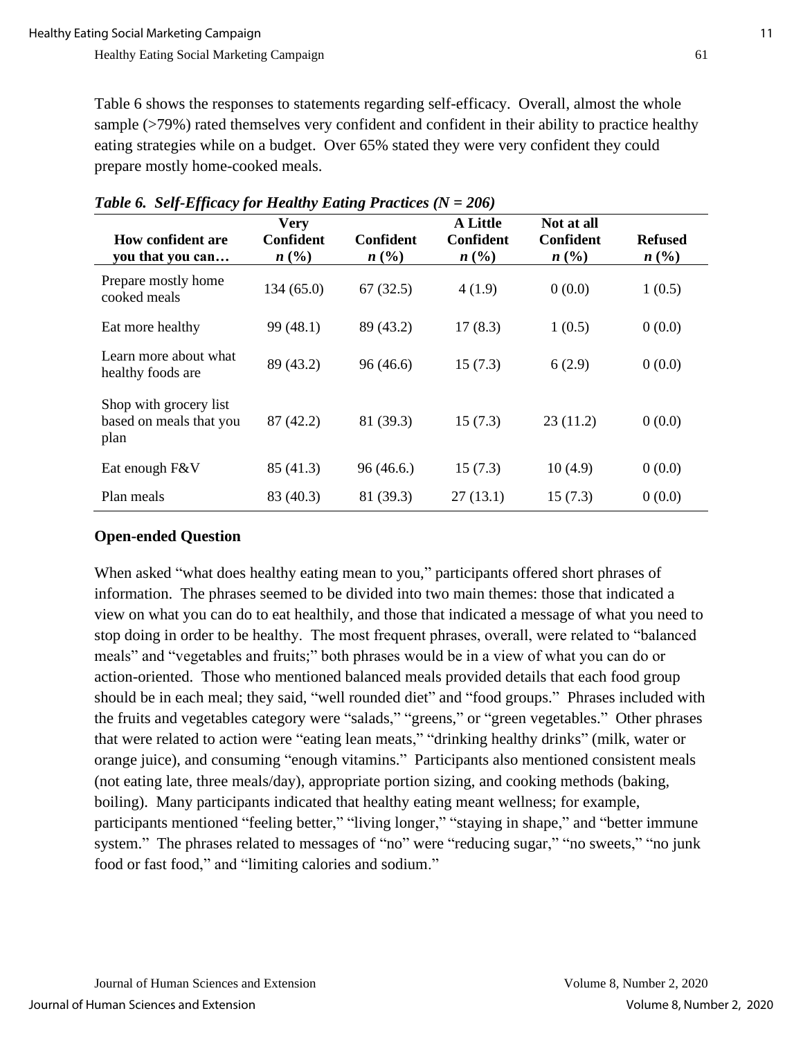Table 6 shows the responses to statements regarding self-efficacy. Overall, almost the whole sample (>79%) rated themselves very confident and confident in their ability to practice healthy eating strategies while on a budget. Over 65% stated they were very confident they could prepare mostly home-cooked meals.

***Table 6. Self-Efficacy for Healthy Eating Practices (N = 206)***

| How confident are you that you can… | Very Confident *n* (%) | Confident *n* (%) | A Little Confident *n* (%) | Not at all Confident *n* (%) | Refused *n* (%) |
|---|---|---|---|---|---|
| Prepare mostly home cooked meals | 134 (65.0) | 67 (32.5) | 4 (1.9) | 0 (0.0) | 1 (0.5) |
| Eat more healthy | 99 (48.1) | 89 (43.2) | 17 (8.3) | 1 (0.5) | 0 (0.0) |
| Learn more about what healthy foods are | 89 (43.2) | 96 (46.6) | 15 (7.3) | 6 (2.9) | 0 (0.0) |
| Shop with grocery list based on meals that you plan | 87 (42.2) | 81 (39.3) | 15 (7.3) | 23 (11.2) | 0 (0.0) |
| Eat enough F&V | 85 (41.3) | 96 (46.6.) | 15 (7.3) | 10 (4.9) | 0 (0.0) |
| Plan meals | 83 (40.3) | 81 (39.3) | 27 (13.1) | 15 (7.3) | 0 (0.0) |

**Open-ended Question**

When asked "what does healthy eating mean to you," participants offered short phrases of information. The phrases seemed to be divided into two main themes: those that indicated a view on what you can do to eat healthily, and those that indicated a message of what you need to stop doing in order to be healthy. The most frequent phrases, overall, were related to "balanced meals" and "vegetables and fruits;" both phrases would be in a view of what you can do or action-oriented. Those who mentioned balanced meals provided details that each food group should be in each meal; they said, "well rounded diet" and "food groups." Phrases included with the fruits and vegetables category were "salads," "greens," or "green vegetables." Other phrases that were related to action were "eating lean meats," "drinking healthy drinks" (milk, water or orange juice), and consuming "enough vitamins." Participants also mentioned consistent meals (not eating late, three meals/day), appropriate portion sizing, and cooking methods (baking, boiling). Many participants indicated that healthy eating meant wellness; for example, participants mentioned "feeling better," "living longer," "staying in shape," and "better immune system." The phrases related to messages of "no" were "reducing sugar," "no sweets," "no junk food or fast food," and "limiting calories and sodium."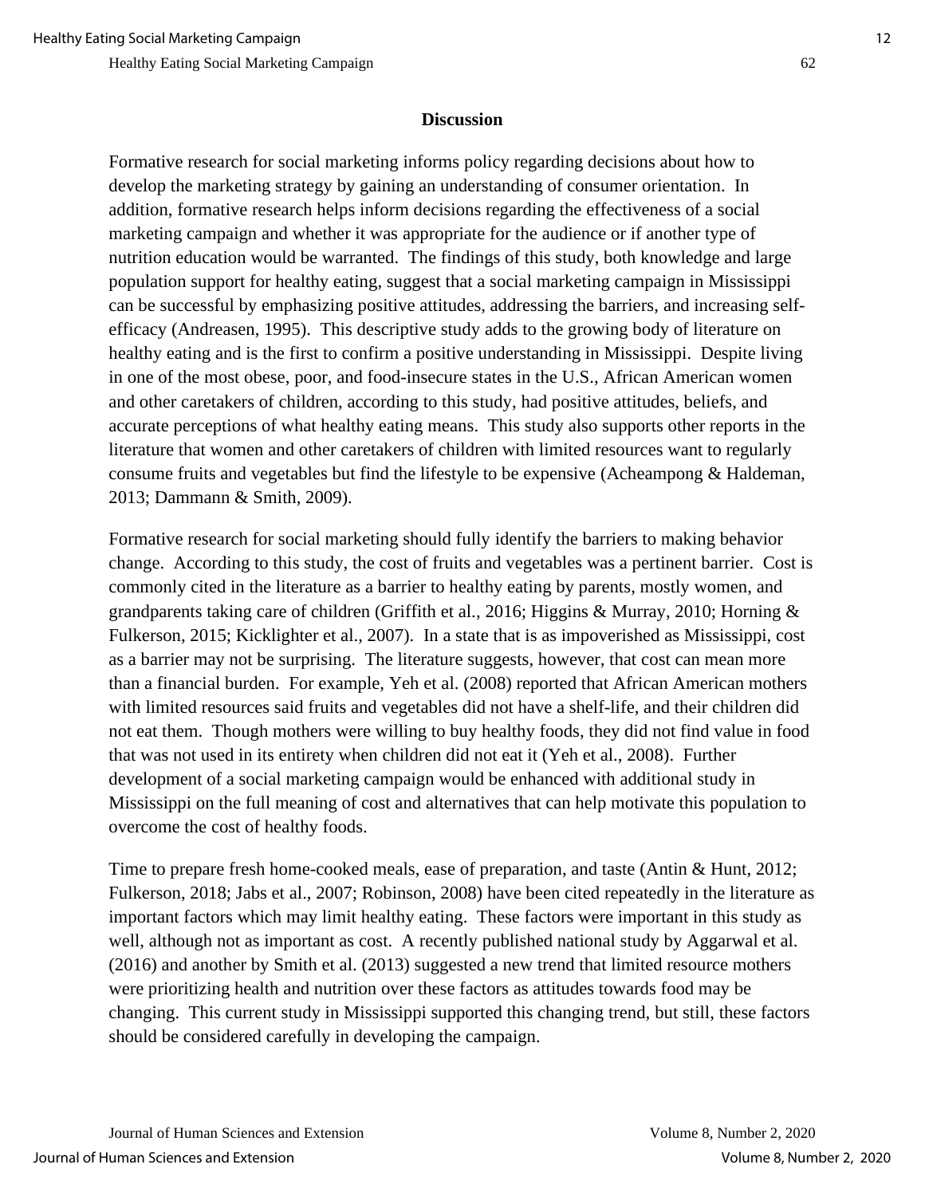## Discussion

Formative research for social marketing informs policy regarding decisions about how to develop the marketing strategy by gaining an understanding of consumer orientation. In addition, formative research helps inform decisions regarding the effectiveness of a social marketing campaign and whether it was appropriate for the audience or if another type of nutrition education would be warranted. The findings of this study, both knowledge and large population support for healthy eating, suggest that a social marketing campaign in Mississippi can be successful by emphasizing positive attitudes, addressing the barriers, and increasing self-efficacy (Andreasen, 1995). This descriptive study adds to the growing body of literature on healthy eating and is the first to confirm a positive understanding in Mississippi. Despite living in one of the most obese, poor, and food-insecure states in the U.S., African American women and other caretakers of children, according to this study, had positive attitudes, beliefs, and accurate perceptions of what healthy eating means. This study also supports other reports in the literature that women and other caretakers of children with limited resources want to regularly consume fruits and vegetables but find the lifestyle to be expensive (Acheampong & Haldeman, 2013; Dammann & Smith, 2009).

Formative research for social marketing should fully identify the barriers to making behavior change. According to this study, the cost of fruits and vegetables was a pertinent barrier. Cost is commonly cited in the literature as a barrier to healthy eating by parents, mostly women, and grandparents taking care of children (Griffith et al., 2016; Higgins & Murray, 2010; Horning & Fulkerson, 2015; Kicklighter et al., 2007). In a state that is as impoverished as Mississippi, cost as a barrier may not be surprising. The literature suggests, however, that cost can mean more than a financial burden. For example, Yeh et al. (2008) reported that African American mothers with limited resources said fruits and vegetables did not have a shelf-life, and their children did not eat them. Though mothers were willing to buy healthy foods, they did not find value in food that was not used in its entirety when children did not eat it (Yeh et al., 2008). Further development of a social marketing campaign would be enhanced with additional study in Mississippi on the full meaning of cost and alternatives that can help motivate this population to overcome the cost of healthy foods.

Time to prepare fresh home-cooked meals, ease of preparation, and taste (Antin & Hunt, 2012; Fulkerson, 2018; Jabs et al., 2007; Robinson, 2008) have been cited repeatedly in the literature as important factors which may limit healthy eating. These factors were important in this study as well, although not as important as cost. A recently published national study by Aggarwal et al. (2016) and another by Smith et al. (2013) suggested a new trend that limited resource mothers were prioritizing health and nutrition over these factors as attitudes towards food may be changing. This current study in Mississippi supported this changing trend, but still, these factors should be considered carefully in developing the campaign.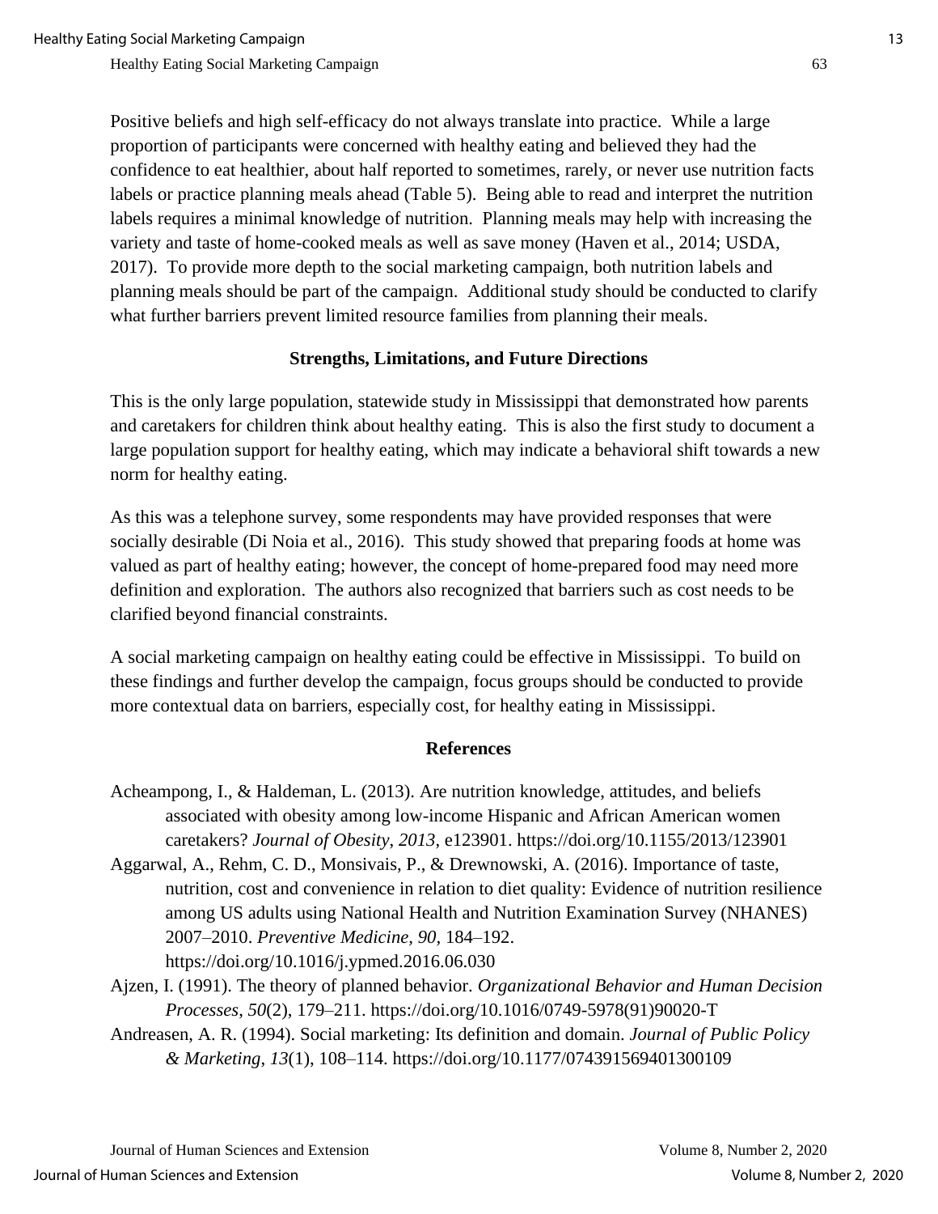Positive beliefs and high self-efficacy do not always translate into practice. While a large proportion of participants were concerned with healthy eating and believed they had the confidence to eat healthier, about half reported to sometimes, rarely, or never use nutrition facts labels or practice planning meals ahead (Table 5). Being able to read and interpret the nutrition labels requires a minimal knowledge of nutrition. Planning meals may help with increasing the variety and taste of home-cooked meals as well as save money (Haven et al., 2014; USDA, 2017). To provide more depth to the social marketing campaign, both nutrition labels and planning meals should be part of the campaign. Additional study should be conducted to clarify what further barriers prevent limited resource families from planning their meals.

## Strengths, Limitations, and Future Directions

This is the only large population, statewide study in Mississippi that demonstrated how parents and caretakers for children think about healthy eating. This is also the first study to document a large population support for healthy eating, which may indicate a behavioral shift towards a new norm for healthy eating.

As this was a telephone survey, some respondents may have provided responses that were socially desirable (Di Noia et al., 2016). This study showed that preparing foods at home was valued as part of healthy eating; however, the concept of home-prepared food may need more definition and exploration. The authors also recognized that barriers such as cost needs to be clarified beyond financial constraints.

A social marketing campaign on healthy eating could be effective in Mississippi. To build on these findings and further develop the campaign, focus groups should be conducted to provide more contextual data on barriers, especially cost, for healthy eating in Mississippi.

## References

Acheampong, I., & Haldeman, L. (2013). Are nutrition knowledge, attitudes, and beliefs associated with obesity among low-income Hispanic and African American women caretakers? *Journal of Obesity*, *2013*, e123901. https://doi.org/10.1155/2013/123901

Aggarwal, A., Rehm, C. D., Monsivais, P., & Drewnowski, A. (2016). Importance of taste, nutrition, cost and convenience in relation to diet quality: Evidence of nutrition resilience among US adults using National Health and Nutrition Examination Survey (NHANES) 2007–2010. *Preventive Medicine*, *90*, 184–192. https://doi.org/10.1016/j.ypmed.2016.06.030

Ajzen, I. (1991). The theory of planned behavior. *Organizational Behavior and Human Decision Processes*, *50*(2), 179–211. https://doi.org/10.1016/0749-5978(91)90020-T

Andreasen, A. R. (1994). Social marketing: Its definition and domain. *Journal of Public Policy & Marketing*, *13*(1), 108–114. https://doi.org/10.1177/074391569401300109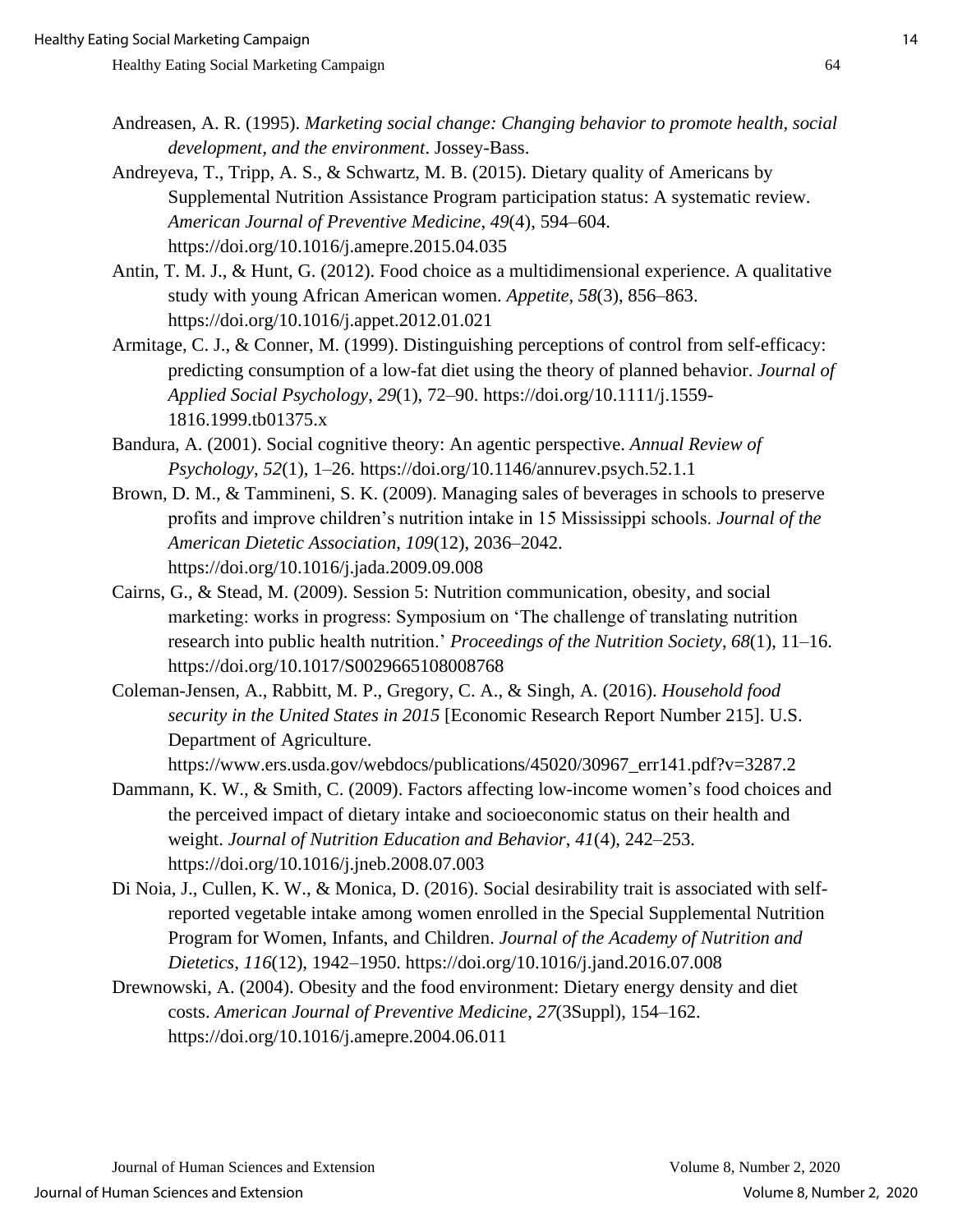Andreasen, A. R. (1995). *Marketing social change: Changing behavior to promote health, social development, and the environment*. Jossey-Bass.

Andreyeva, T., Tripp, A. S., & Schwartz, M. B. (2015). Dietary quality of Americans by Supplemental Nutrition Assistance Program participation status: A systematic review. *American Journal of Preventive Medicine*, *49*(4), 594–604. https://doi.org/10.1016/j.amepre.2015.04.035

Antin, T. M. J., & Hunt, G. (2012). Food choice as a multidimensional experience. A qualitative study with young African American women. *Appetite*, *58*(3), 856–863. https://doi.org/10.1016/j.appet.2012.01.021

Armitage, C. J., & Conner, M. (1999). Distinguishing perceptions of control from self-efficacy: predicting consumption of a low-fat diet using the theory of planned behavior. *Journal of Applied Social Psychology*, *29*(1), 72–90. https://doi.org/10.1111/j.1559-1816.1999.tb01375.x

Bandura, A. (2001). Social cognitive theory: An agentic perspective. *Annual Review of Psychology*, *52*(1), 1–26. https://doi.org/10.1146/annurev.psych.52.1.1

Brown, D. M., & Tammineni, S. K. (2009). Managing sales of beverages in schools to preserve profits and improve children's nutrition intake in 15 Mississippi schools. *Journal of the American Dietetic Association*, *109*(12), 2036–2042. https://doi.org/10.1016/j.jada.2009.09.008

Cairns, G., & Stead, M. (2009). Session 5: Nutrition communication, obesity, and social marketing: works in progress: Symposium on 'The challenge of translating nutrition research into public health nutrition.' *Proceedings of the Nutrition Society*, *68*(1), 11–16. https://doi.org/10.1017/S0029665108008768

Coleman-Jensen, A., Rabbitt, M. P., Gregory, C. A., & Singh, A. (2016). *Household food security in the United States in 2015* [Economic Research Report Number 215]. U.S. Department of Agriculture. https://www.ers.usda.gov/webdocs/publications/45020/30967_err141.pdf?v=3287.2

Dammann, K. W., & Smith, C. (2009). Factors affecting low-income women's food choices and the perceived impact of dietary intake and socioeconomic status on their health and weight. *Journal of Nutrition Education and Behavior*, *41*(4), 242–253. https://doi.org/10.1016/j.jneb.2008.07.003

Di Noia, J., Cullen, K. W., & Monica, D. (2016). Social desirability trait is associated with self-reported vegetable intake among women enrolled in the Special Supplemental Nutrition Program for Women, Infants, and Children. *Journal of the Academy of Nutrition and Dietetics*, *116*(12), 1942–1950. https://doi.org/10.1016/j.jand.2016.07.008

Drewnowski, A. (2004). Obesity and the food environment: Dietary energy density and diet costs. *American Journal of Preventive Medicine*, *27*(3Suppl), 154–162. https://doi.org/10.1016/j.amepre.2004.06.011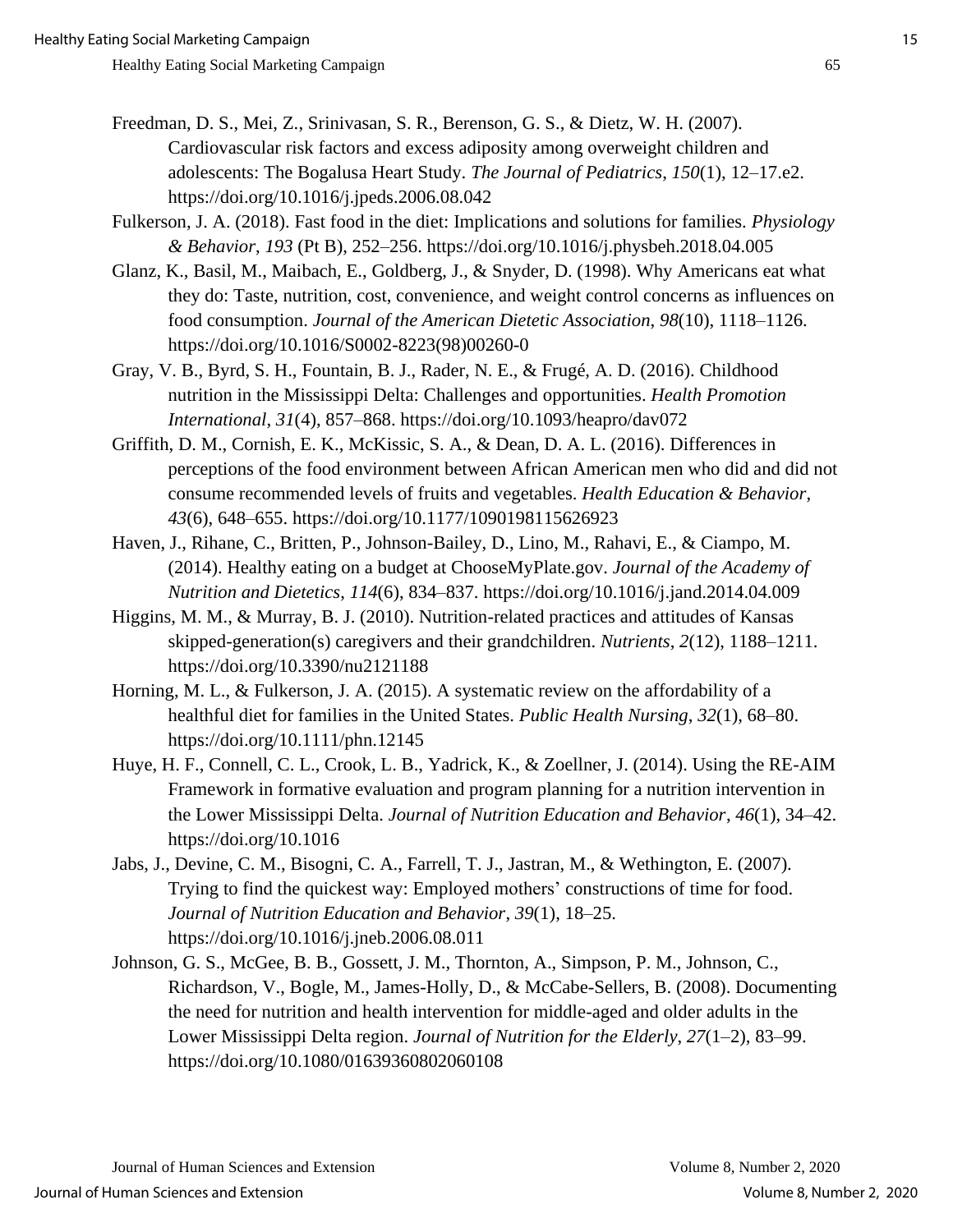Freedman, D. S., Mei, Z., Srinivasan, S. R., Berenson, G. S., & Dietz, W. H. (2007). Cardiovascular risk factors and excess adiposity among overweight children and adolescents: The Bogalusa Heart Study. *The Journal of Pediatrics*, *150*(1), 12–17.e2. https://doi.org/10.1016/j.jpeds.2006.08.042

Fulkerson, J. A. (2018). Fast food in the diet: Implications and solutions for families. *Physiology & Behavior*, *193* (Pt B), 252–256. https://doi.org/10.1016/j.physbeh.2018.04.005

Glanz, K., Basil, M., Maibach, E., Goldberg, J., & Snyder, D. (1998). Why Americans eat what they do: Taste, nutrition, cost, convenience, and weight control concerns as influences on food consumption. *Journal of the American Dietetic Association*, *98*(10), 1118–1126. https://doi.org/10.1016/S0002-8223(98)00260-0

Gray, V. B., Byrd, S. H., Fountain, B. J., Rader, N. E., & Frugé, A. D. (2016). Childhood nutrition in the Mississippi Delta: Challenges and opportunities. *Health Promotion International*, *31*(4), 857–868. https://doi.org/10.1093/heapro/dav072

Griffith, D. M., Cornish, E. K., McKissic, S. A., & Dean, D. A. L. (2016). Differences in perceptions of the food environment between African American men who did and did not consume recommended levels of fruits and vegetables. *Health Education & Behavior*, *43*(6), 648–655. https://doi.org/10.1177/1090198115626923

Haven, J., Rihane, C., Britten, P., Johnson-Bailey, D., Lino, M., Rahavi, E., & Ciampo, M. (2014). Healthy eating on a budget at ChooseMyPlate.gov. *Journal of the Academy of Nutrition and Dietetics*, *114*(6), 834–837. https://doi.org/10.1016/j.jand.2014.04.009

Higgins, M. M., & Murray, B. J. (2010). Nutrition-related practices and attitudes of Kansas skipped-generation(s) caregivers and their grandchildren. *Nutrients*, *2*(12), 1188–1211. https://doi.org/10.3390/nu2121188

Horning, M. L., & Fulkerson, J. A. (2015). A systematic review on the affordability of a healthful diet for families in the United States. *Public Health Nursing*, *32*(1), 68–80. https://doi.org/10.1111/phn.12145

Huye, H. F., Connell, C. L., Crook, L. B., Yadrick, K., & Zoellner, J. (2014). Using the RE-AIM Framework in formative evaluation and program planning for a nutrition intervention in the Lower Mississippi Delta. *Journal of Nutrition Education and Behavior*, *46*(1), 34–42. https://doi.org/10.1016

Jabs, J., Devine, C. M., Bisogni, C. A., Farrell, T. J., Jastran, M., & Wethington, E. (2007). Trying to find the quickest way: Employed mothers' constructions of time for food. *Journal of Nutrition Education and Behavior*, *39*(1), 18–25. https://doi.org/10.1016/j.jneb.2006.08.011

Johnson, G. S., McGee, B. B., Gossett, J. M., Thornton, A., Simpson, P. M., Johnson, C., Richardson, V., Bogle, M., James-Holly, D., & McCabe-Sellers, B. (2008). Documenting the need for nutrition and health intervention for middle-aged and older adults in the Lower Mississippi Delta region. *Journal of Nutrition for the Elderly*, *27*(1–2), 83–99. https://doi.org/10.1080/01639360802060108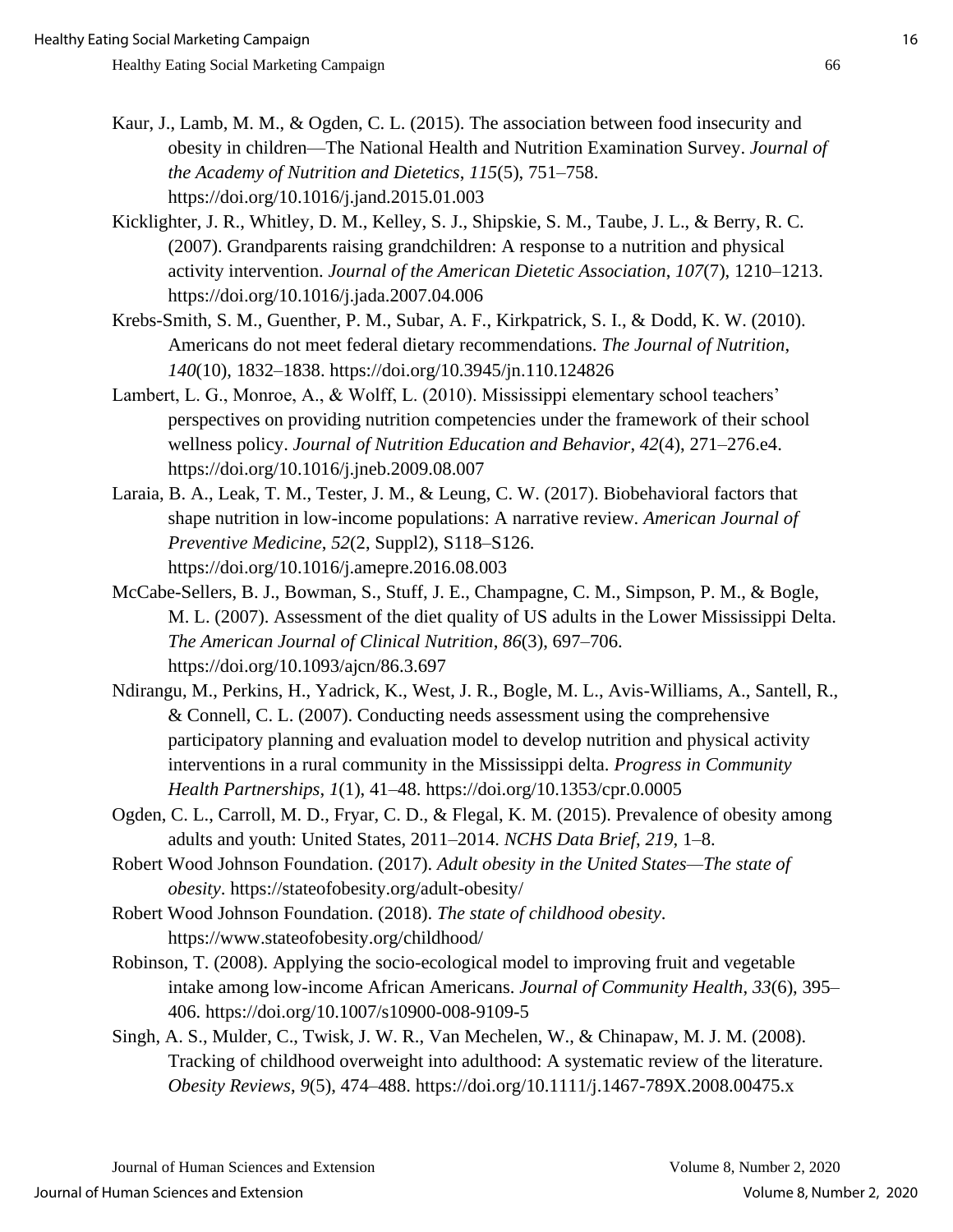Kaur, J., Lamb, M. M., & Ogden, C. L. (2015). The association between food insecurity and obesity in children—The National Health and Nutrition Examination Survey. *Journal of the Academy of Nutrition and Dietetics*, *115*(5), 751–758. https://doi.org/10.1016/j.jand.2015.01.003

Kicklighter, J. R., Whitley, D. M., Kelley, S. J., Shipskie, S. M., Taube, J. L., & Berry, R. C. (2007). Grandparents raising grandchildren: A response to a nutrition and physical activity intervention. *Journal of the American Dietetic Association*, *107*(7), 1210–1213. https://doi.org/10.1016/j.jada.2007.04.006

Krebs-Smith, S. M., Guenther, P. M., Subar, A. F., Kirkpatrick, S. I., & Dodd, K. W. (2010). Americans do not meet federal dietary recommendations. *The Journal of Nutrition*, *140*(10), 1832–1838. https://doi.org/10.3945/jn.110.124826

Lambert, L. G., Monroe, A., & Wolff, L. (2010). Mississippi elementary school teachers' perspectives on providing nutrition competencies under the framework of their school wellness policy. *Journal of Nutrition Education and Behavior*, *42*(4), 271–276.e4. https://doi.org/10.1016/j.jneb.2009.08.007

Laraia, B. A., Leak, T. M., Tester, J. M., & Leung, C. W. (2017). Biobehavioral factors that shape nutrition in low-income populations: A narrative review. *American Journal of Preventive Medicine*, *52*(2, Suppl2), S118–S126. https://doi.org/10.1016/j.amepre.2016.08.003

McCabe-Sellers, B. J., Bowman, S., Stuff, J. E., Champagne, C. M., Simpson, P. M., & Bogle, M. L. (2007). Assessment of the diet quality of US adults in the Lower Mississippi Delta. *The American Journal of Clinical Nutrition*, *86*(3), 697–706. https://doi.org/10.1093/ajcn/86.3.697

Ndirangu, M., Perkins, H., Yadrick, K., West, J. R., Bogle, M. L., Avis-Williams, A., Santell, R., & Connell, C. L. (2007). Conducting needs assessment using the comprehensive participatory planning and evaluation model to develop nutrition and physical activity interventions in a rural community in the Mississippi delta. *Progress in Community Health Partnerships*, *1*(1), 41–48. https://doi.org/10.1353/cpr.0.0005

Ogden, C. L., Carroll, M. D., Fryar, C. D., & Flegal, K. M. (2015). Prevalence of obesity among adults and youth: United States, 2011–2014. *NCHS Data Brief*, *219*, 1–8.

Robert Wood Johnson Foundation. (2017). *Adult obesity in the United States—The state of obesity*. https://stateofobesity.org/adult-obesity/

Robert Wood Johnson Foundation. (2018). *The state of childhood obesity*. https://www.stateofobesity.org/childhood/

Robinson, T. (2008). Applying the socio-ecological model to improving fruit and vegetable intake among low-income African Americans. *Journal of Community Health*, *33*(6), 395–406. https://doi.org/10.1007/s10900-008-9109-5

Singh, A. S., Mulder, C., Twisk, J. W. R., Van Mechelen, W., & Chinapaw, M. J. M. (2008). Tracking of childhood overweight into adulthood: A systematic review of the literature. *Obesity Reviews*, *9*(5), 474–488. https://doi.org/10.1111/j.1467-789X.2008.00475.x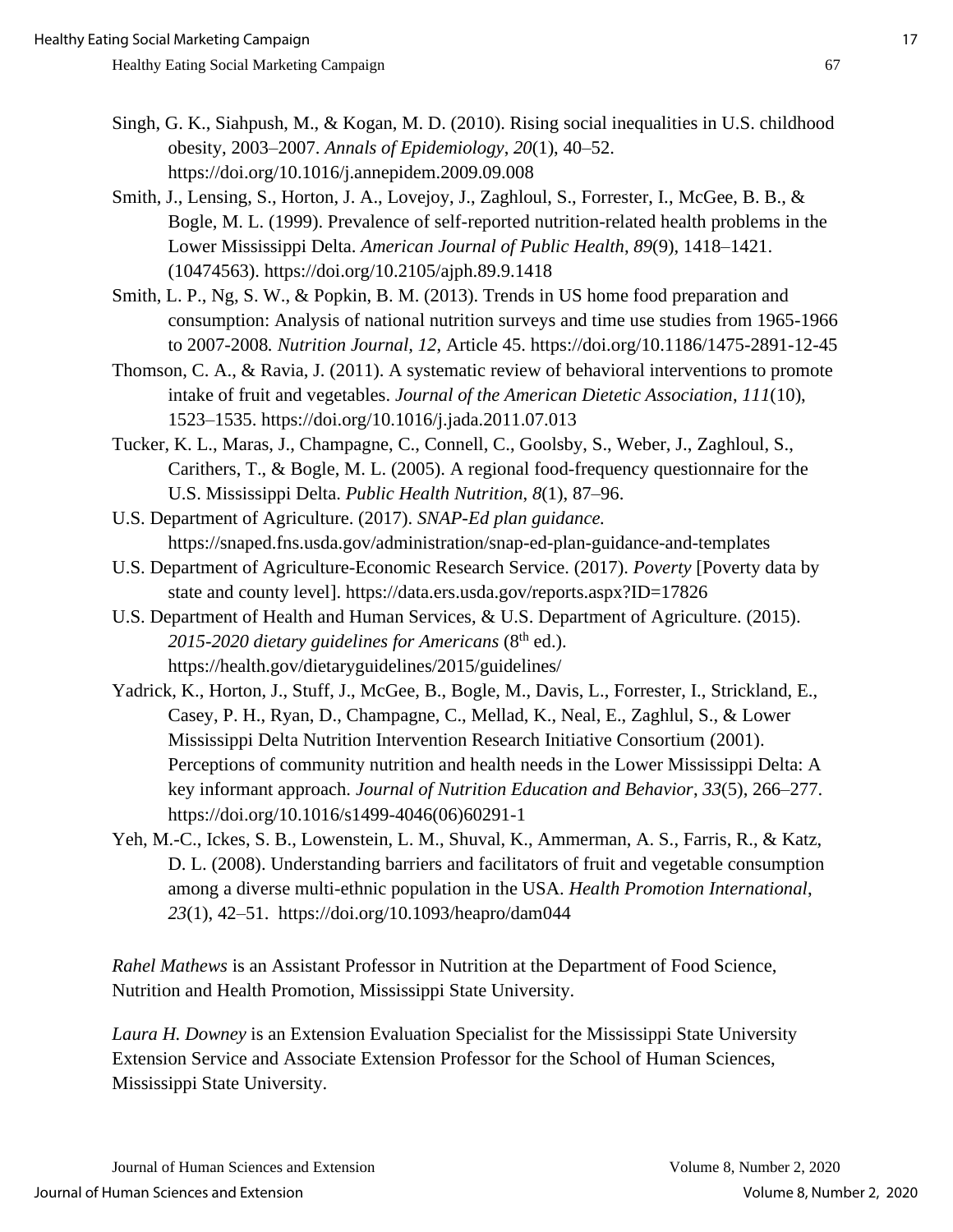Singh, G. K., Siahpush, M., & Kogan, M. D. (2010). Rising social inequalities in U.S. childhood obesity, 2003–2007. *Annals of Epidemiology*, *20*(1), 40–52. https://doi.org/10.1016/j.annepidem.2009.09.008

Smith, J., Lensing, S., Horton, J. A., Lovejoy, J., Zaghloul, S., Forrester, I., McGee, B. B., & Bogle, M. L. (1999). Prevalence of self-reported nutrition-related health problems in the Lower Mississippi Delta. *American Journal of Public Health*, *89*(9), 1418–1421. (10474563). https://doi.org/10.2105/ajph.89.9.1418

Smith, L. P., Ng, S. W., & Popkin, B. M. (2013). Trends in US home food preparation and consumption: Analysis of national nutrition surveys and time use studies from 1965-1966 to 2007-2008*. Nutrition Journal*, *12*, Article 45. https://doi.org/10.1186/1475-2891-12-45

Thomson, C. A., & Ravia, J. (2011). A systematic review of behavioral interventions to promote intake of fruit and vegetables. *Journal of the American Dietetic Association*, *111*(10), 1523–1535. https://doi.org/10.1016/j.jada.2011.07.013

Tucker, K. L., Maras, J., Champagne, C., Connell, C., Goolsby, S., Weber, J., Zaghloul, S., Carithers, T., & Bogle, M. L. (2005). A regional food-frequency questionnaire for the U.S. Mississippi Delta. *Public Health Nutrition*, *8*(1), 87–96.

U.S. Department of Agriculture. (2017). *SNAP-Ed plan guidance.* https://snaped.fns.usda.gov/administration/snap-ed-plan-guidance-and-templates

U.S. Department of Agriculture-Economic Research Service. (2017). *Poverty* [Poverty data by state and county level]. https://data.ers.usda.gov/reports.aspx?ID=17826

U.S. Department of Health and Human Services, & U.S. Department of Agriculture. (2015). *2015-2020 dietary guidelines for Americans* (8th ed.). https://health.gov/dietaryguidelines/2015/guidelines/

Yadrick, K., Horton, J., Stuff, J., McGee, B., Bogle, M., Davis, L., Forrester, I., Strickland, E., Casey, P. H., Ryan, D., Champagne, C., Mellad, K., Neal, E., Zaghlul, S., & Lower Mississippi Delta Nutrition Intervention Research Initiative Consortium (2001). Perceptions of community nutrition and health needs in the Lower Mississippi Delta: A key informant approach. *Journal of Nutrition Education and Behavior*, *33*(5), 266–277. https://doi.org/10.1016/s1499-4046(06)60291-1

Yeh, M.-C., Ickes, S. B., Lowenstein, L. M., Shuval, K., Ammerman, A. S., Farris, R., & Katz, D. L. (2008). Understanding barriers and facilitators of fruit and vegetable consumption among a diverse multi-ethnic population in the USA. *Health Promotion International*, *23*(1), 42–51. https://doi.org/10.1093/heapro/dam044

*Rahel Mathews* is an Assistant Professor in Nutrition at the Department of Food Science, Nutrition and Health Promotion, Mississippi State University.

*Laura H. Downey* is an Extension Evaluation Specialist for the Mississippi State University Extension Service and Associate Extension Professor for the School of Human Sciences, Mississippi State University.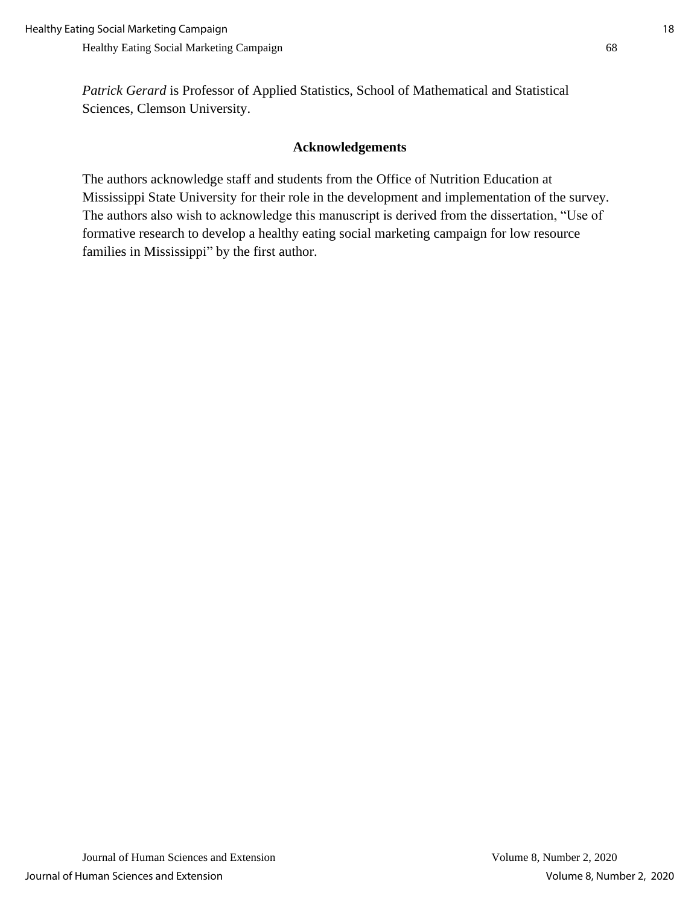*Patrick Gerard* is Professor of Applied Statistics, School of Mathematical and Statistical Sciences, Clemson University.

## Acknowledgements

The authors acknowledge staff and students from the Office of Nutrition Education at Mississippi State University for their role in the development and implementation of the survey. The authors also wish to acknowledge this manuscript is derived from the dissertation, "Use of formative research to develop a healthy eating social marketing campaign for low resource families in Mississippi" by the first author.